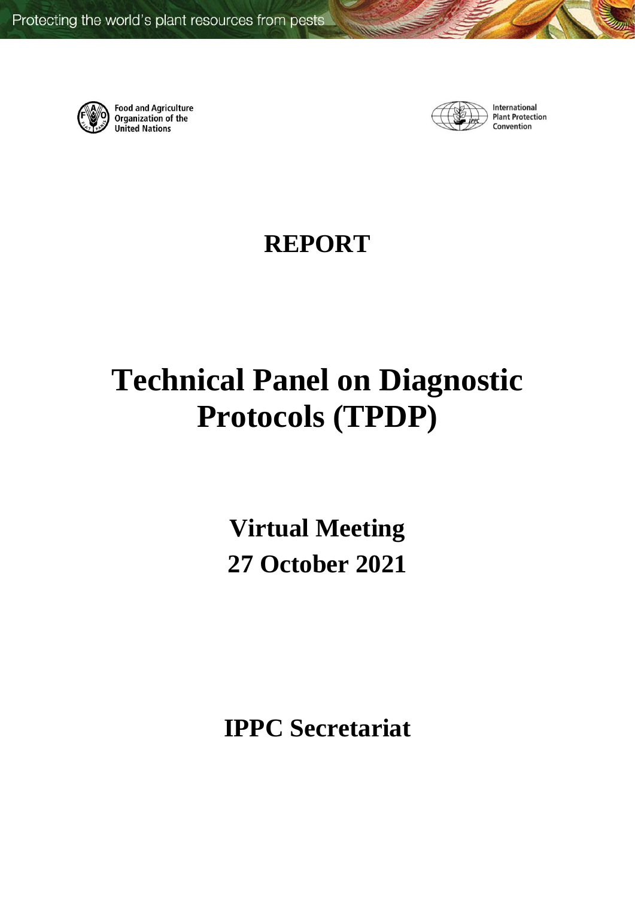Protecting the world's plant resources from pests

Food and Agriculture Organization of the United Nations

International Plant Protection Convention

# REPORT

# Technical Panel on Diagnostic Protocols (TPDP)

## Virtual Meeting
## 27 October 2021

## IPPC Secretariat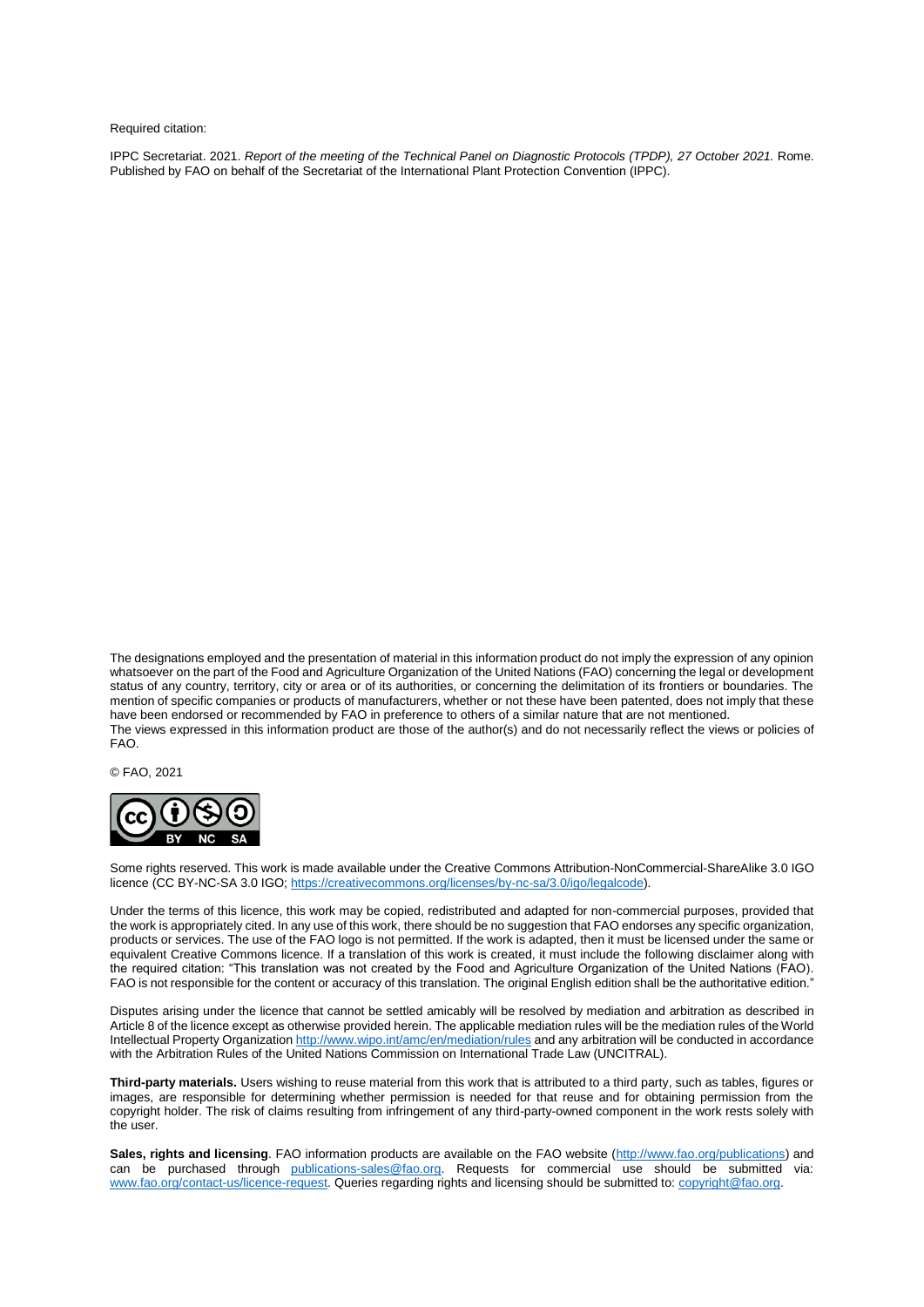Required citation:

IPPC Secretariat. 2021. *Report of the meeting of the Technical Panel on Diagnostic Protocols (TPDP), 27 October 2021.* Rome. Published by FAO on behalf of the Secretariat of the International Plant Protection Convention (IPPC).

The designations employed and the presentation of material in this information product do not imply the expression of any opinion whatsoever on the part of the Food and Agriculture Organization of the United Nations (FAO) concerning the legal or development status of any country, territory, city or area or of its authorities, or concerning the delimitation of its frontiers or boundaries. The mention of specific companies or products of manufacturers, whether or not these have been patented, does not imply that these have been endorsed or recommended by FAO in preference to others of a similar nature that are not mentioned.
The views expressed in this information product are those of the author(s) and do not necessarily reflect the views or policies of FAO.

© FAO, 2021

Some rights reserved. This work is made available under the Creative Commons Attribution-NonCommercial-ShareAlike 3.0 IGO licence (CC BY-NC-SA 3.0 IGO; https://creativecommons.org/licenses/by-nc-sa/3.0/igo/legalcode).

Under the terms of this licence, this work may be copied, redistributed and adapted for non-commercial purposes, provided that the work is appropriately cited. In any use of this work, there should be no suggestion that FAO endorses any specific organization, products or services. The use of the FAO logo is not permitted. If the work is adapted, then it must be licensed under the same or equivalent Creative Commons licence. If a translation of this work is created, it must include the following disclaimer along with the required citation: "This translation was not created by the Food and Agriculture Organization of the United Nations (FAO). FAO is not responsible for the content or accuracy of this translation. The original English edition shall be the authoritative edition."

Disputes arising under the licence that cannot be settled amicably will be resolved by mediation and arbitration as described in Article 8 of the licence except as otherwise provided herein. The applicable mediation rules will be the mediation rules of the World Intellectual Property Organization http://www.wipo.int/amc/en/mediation/rules and any arbitration will be conducted in accordance with the Arbitration Rules of the United Nations Commission on International Trade Law (UNCITRAL).

**Third-party materials.** Users wishing to reuse material from this work that is attributed to a third party, such as tables, figures or images, are responsible for determining whether permission is needed for that reuse and for obtaining permission from the copyright holder. The risk of claims resulting from infringement of any third-party-owned component in the work rests solely with the user.

**Sales, rights and licensing**. FAO information products are available on the FAO website (http://www.fao.org/publications) and can be purchased through publications-sales@fao.org. Requests for commercial use should be submitted via: www.fao.org/contact-us/licence-request. Queries regarding rights and licensing should be submitted to: copyright@fao.org.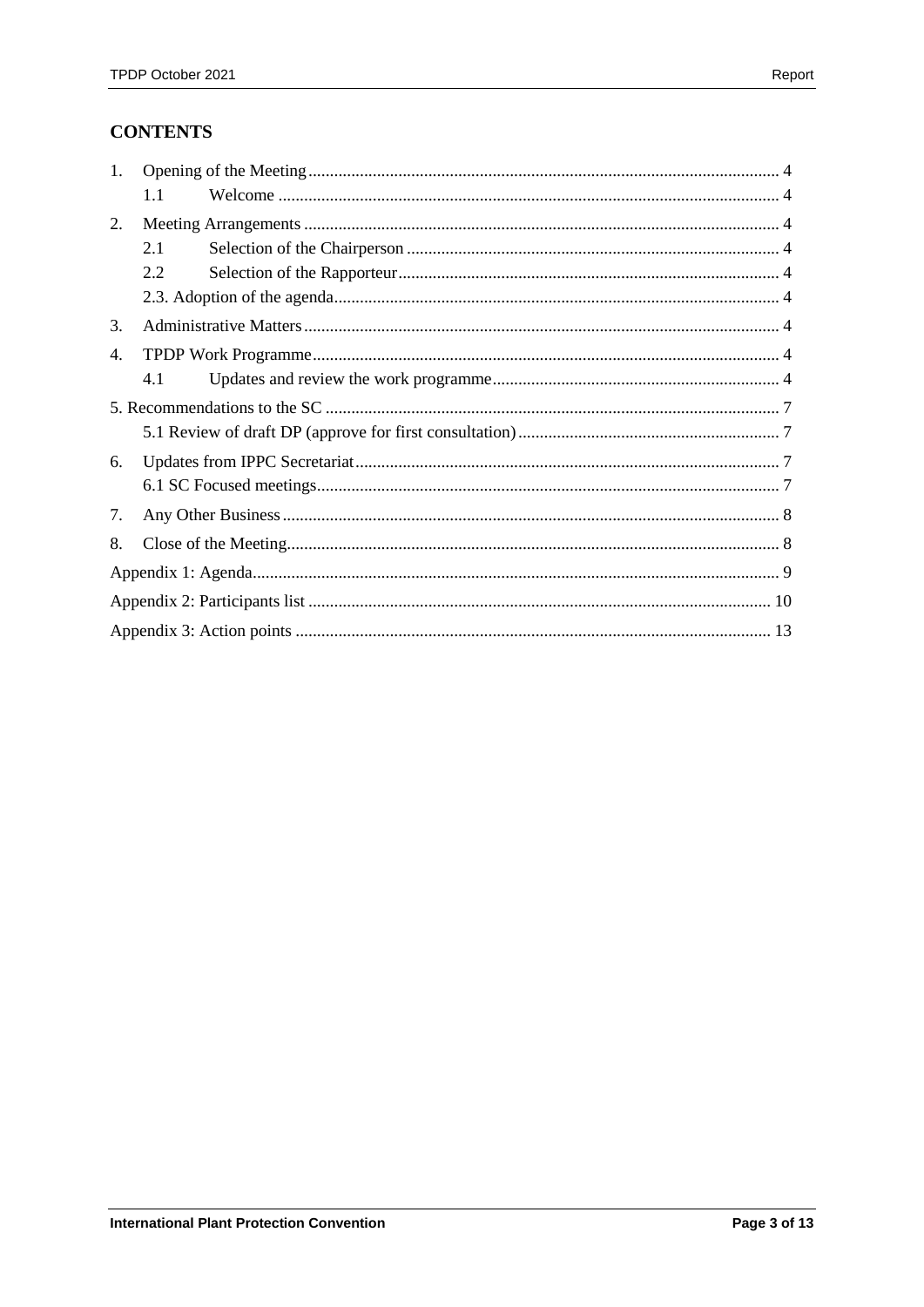## CONTENTS

1. Opening of the Meeting ... 4
   - 1.1 Welcome ... 4
2. Meeting Arrangements ... 4
   - 2.1 Selection of the Chairperson ... 4
   - 2.2 Selection of the Rapporteur ... 4
   - 2.3. Adoption of the agenda ... 4
3. Administrative Matters ... 4
4. TPDP Work Programme ... 4
   - 4.1 Updates and review the work programme ... 4

5. Recommendations to the SC ... 7
   - 5.1 Review of draft DP (approve for first consultation) ... 7

6. Updates from IPPC Secretariat ... 7
   - 6.1 SC Focused meetings ... 7
7. Any Other Business ... 8
8. Close of the Meeting ... 8

Appendix 1: Agenda ... 9

Appendix 2: Participants list ... 10

Appendix 3: Action points ... 13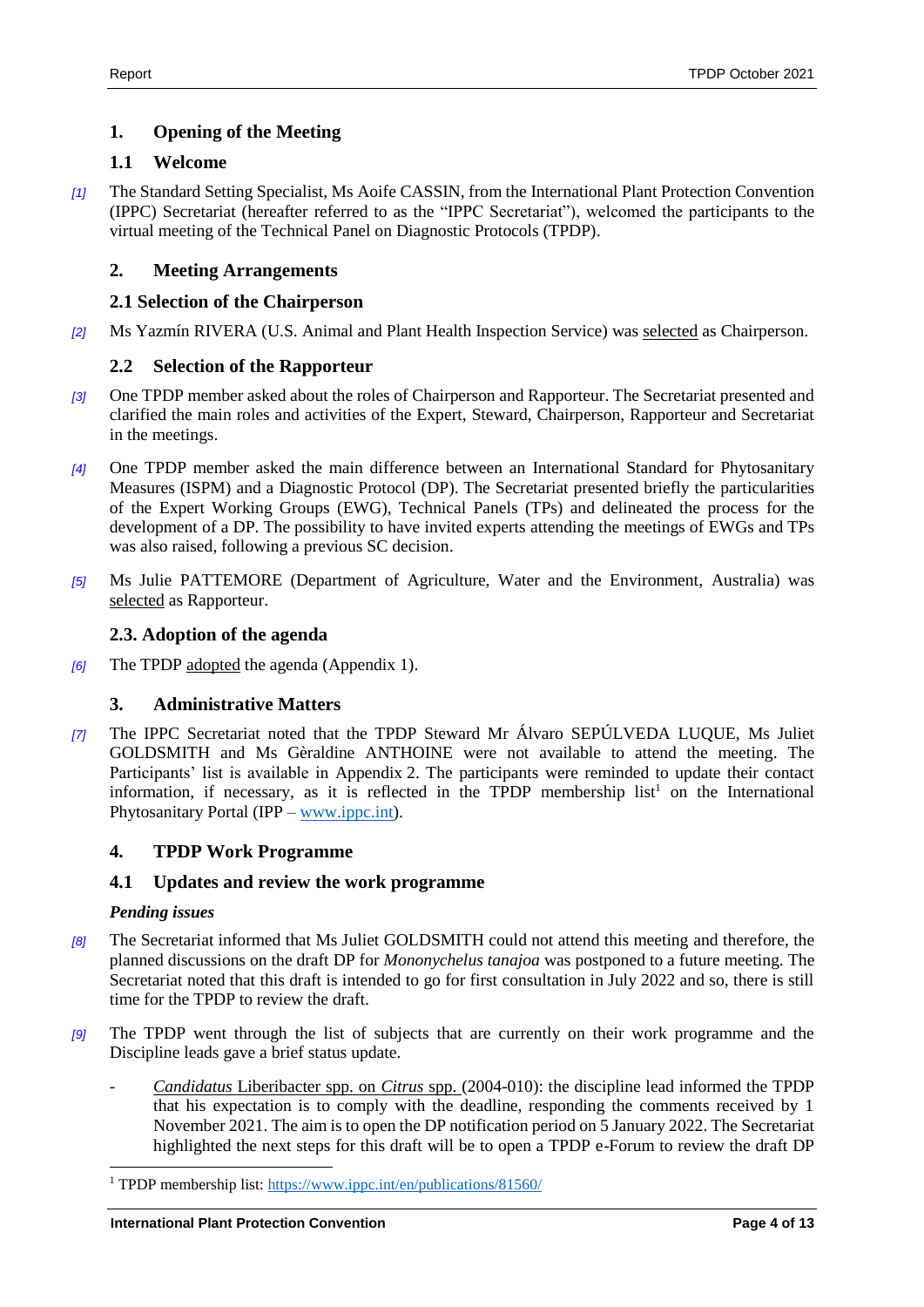# 1. Opening of the Meeting

## 1.1 Welcome

*[1]* The Standard Setting Specialist, Ms Aoife CASSIN, from the International Plant Protection Convention (IPPC) Secretariat (hereafter referred to as the "IPPC Secretariat"), welcomed the participants to the virtual meeting of the Technical Panel on Diagnostic Protocols (TPDP).

# 2. Meeting Arrangements

## 2.1 Selection of the Chairperson

*[2]* Ms Yazmín RIVERA (U.S. Animal and Plant Health Inspection Service) was selected as Chairperson.

## 2.2 Selection of the Rapporteur

*[3]* One TPDP member asked about the roles of Chairperson and Rapporteur. The Secretariat presented and clarified the main roles and activities of the Expert, Steward, Chairperson, Rapporteur and Secretariat in the meetings.

*[4]* One TPDP member asked the main difference between an International Standard for Phytosanitary Measures (ISPM) and a Diagnostic Protocol (DP). The Secretariat presented briefly the particularities of the Expert Working Groups (EWG), Technical Panels (TPs) and delineated the process for the development of a DP. The possibility to have invited experts attending the meetings of EWGs and TPs was also raised, following a previous SC decision.

*[5]* Ms Julie PATTEMORE (Department of Agriculture, Water and the Environment, Australia) was selected as Rapporteur.

## 2.3. Adoption of the agenda

*[6]* The TPDP adopted the agenda (Appendix 1).

# 3. Administrative Matters

*[7]* The IPPC Secretariat noted that the TPDP Steward Mr Álvaro SEPÚLVEDA LUQUE, Ms Juliet GOLDSMITH and Ms Gèraldine ANTHOINE were not available to attend the meeting. The Participants' list is available in Appendix 2. The participants were reminded to update their contact information, if necessary, as it is reflected in the TPDP membership list[1] on the International Phytosanitary Portal (IPP – www.ippc.int).

# 4. TPDP Work Programme

## 4.1 Updates and review the work programme

***Pending issues***

*[8]* The Secretariat informed that Ms Juliet GOLDSMITH could not attend this meeting and therefore, the planned discussions on the draft DP for *Mononychelus tanajoa* was postponed to a future meeting. The Secretariat noted that this draft is intended to go for first consultation in July 2022 and so, there is still time for the TPDP to review the draft.

*[9]* The TPDP went through the list of subjects that are currently on their work programme and the Discipline leads gave a brief status update.

- *Candidatus* Liberibacter spp. on *Citrus* spp. (2004-010): the discipline lead informed the TPDP that his expectation is to comply with the deadline, responding the comments received by 1 November 2021. The aim is to open the DP notification period on 5 January 2022. The Secretariat highlighted the next steps for this draft will be to open a TPDP e-Forum to review the draft DP

---

[1] TPDP membership list: https://www.ippc.int/en/publications/81560/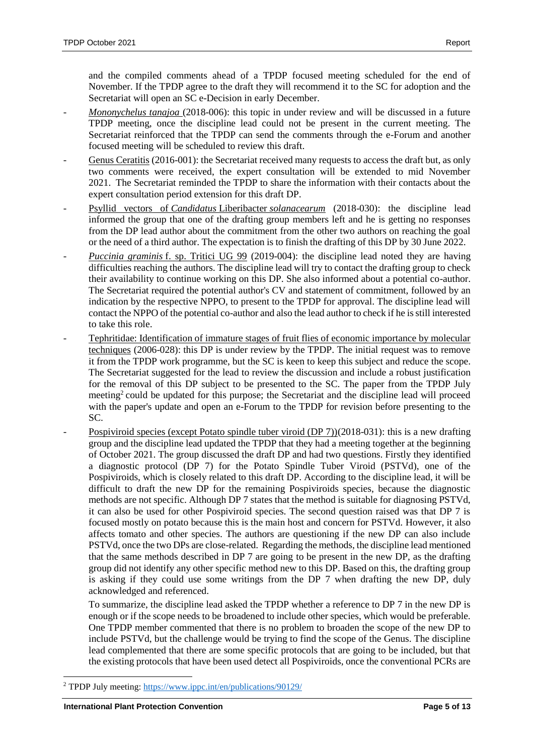and the compiled comments ahead of a TPDP focused meeting scheduled for the end of November. If the TPDP agree to the draft they will recommend it to the SC for adoption and the Secretariat will open an SC e-Decision in early December.

- *Mononychelus tanajoa* (2018-006): this topic in under review and will be discussed in a future TPDP meeting, once the discipline lead could not be present in the current meeting. The Secretariat reinforced that the TPDP can send the comments through the e-Forum and another focused meeting will be scheduled to review this draft.
- Genus Ceratitis (2016-001): the Secretariat received many requests to access the draft but, as only two comments were received, the expert consultation will be extended to mid November 2021. The Secretariat reminded the TPDP to share the information with their contacts about the expert consultation period extension for this draft DP.
- Psyllid vectors of *Candidatus* Liberibacter *solanacearum* (2018-030): the discipline lead informed the group that one of the drafting group members left and he is getting no responses from the DP lead author about the commitment from the other two authors on reaching the goal or the need of a third author. The expectation is to finish the drafting of this DP by 30 June 2022.
- *Puccinia graminis* f. sp. Tritici UG 99 (2019-004): the discipline lead noted they are having difficulties reaching the authors. The discipline lead will try to contact the drafting group to check their availability to continue working on this DP. She also informed about a potential co-author. The Secretariat required the potential author's CV and statement of commitment, followed by an indication by the respective NPPO, to present to the TPDP for approval. The discipline lead will contact the NPPO of the potential co-author and also the lead author to check if he is still interested to take this role.
- Tephritidae: Identification of immature stages of fruit flies of economic importance by molecular techniques (2006-028): this DP is under review by the TPDP. The initial request was to remove it from the TPDP work programme, but the SC is keen to keep this subject and reduce the scope. The Secretariat suggested for the lead to review the discussion and include a robust justification for the removal of this DP subject to be presented to the SC. The paper from the TPDP July meeting[2] could be updated for this purpose; the Secretariat and the discipline lead will proceed with the paper's update and open an e-Forum to the TPDP for revision before presenting to the SC.
- Pospiviroid species (except Potato spindle tuber viroid (DP 7))(2018-031): this is a new drafting group and the discipline lead updated the TPDP that they had a meeting together at the beginning of October 2021. The group discussed the draft DP and had two questions. Firstly they identified a diagnostic protocol (DP 7) for the Potato Spindle Tuber Viroid (PSTVd), one of the Pospiviroids, which is closely related to this draft DP. According to the discipline lead, it will be difficult to draft the new DP for the remaining Pospiviroids species, because the diagnostic methods are not specific. Although DP 7 states that the method is suitable for diagnosing PSTVd, it can also be used for other Pospiviroid species. The second question raised was that DP 7 is focused mostly on potato because this is the main host and concern for PSTVd. However, it also affects tomato and other species. The authors are questioning if the new DP can also include PSTVd, once the two DPs are close-related. Regarding the methods, the discipline lead mentioned that the same methods described in DP 7 are going to be present in the new DP, as the drafting group did not identify any other specific method new to this DP. Based on this, the drafting group is asking if they could use some writings from the DP 7 when drafting the new DP, duly acknowledged and referenced.

  To summarize, the discipline lead asked the TPDP whether a reference to DP 7 in the new DP is enough or if the scope needs to be broadened to include other species, which would be preferable. One TPDP member commented that there is no problem to broaden the scope of the new DP to include PSTVd, but the challenge would be trying to find the scope of the Genus. The discipline lead complemented that there are some specific protocols that are going to be included, but that the existing protocols that have been used detect all Pospiviroids, once the conventional PCRs are

---

[2] TPDP July meeting: https://www.ippc.int/en/publications/90129/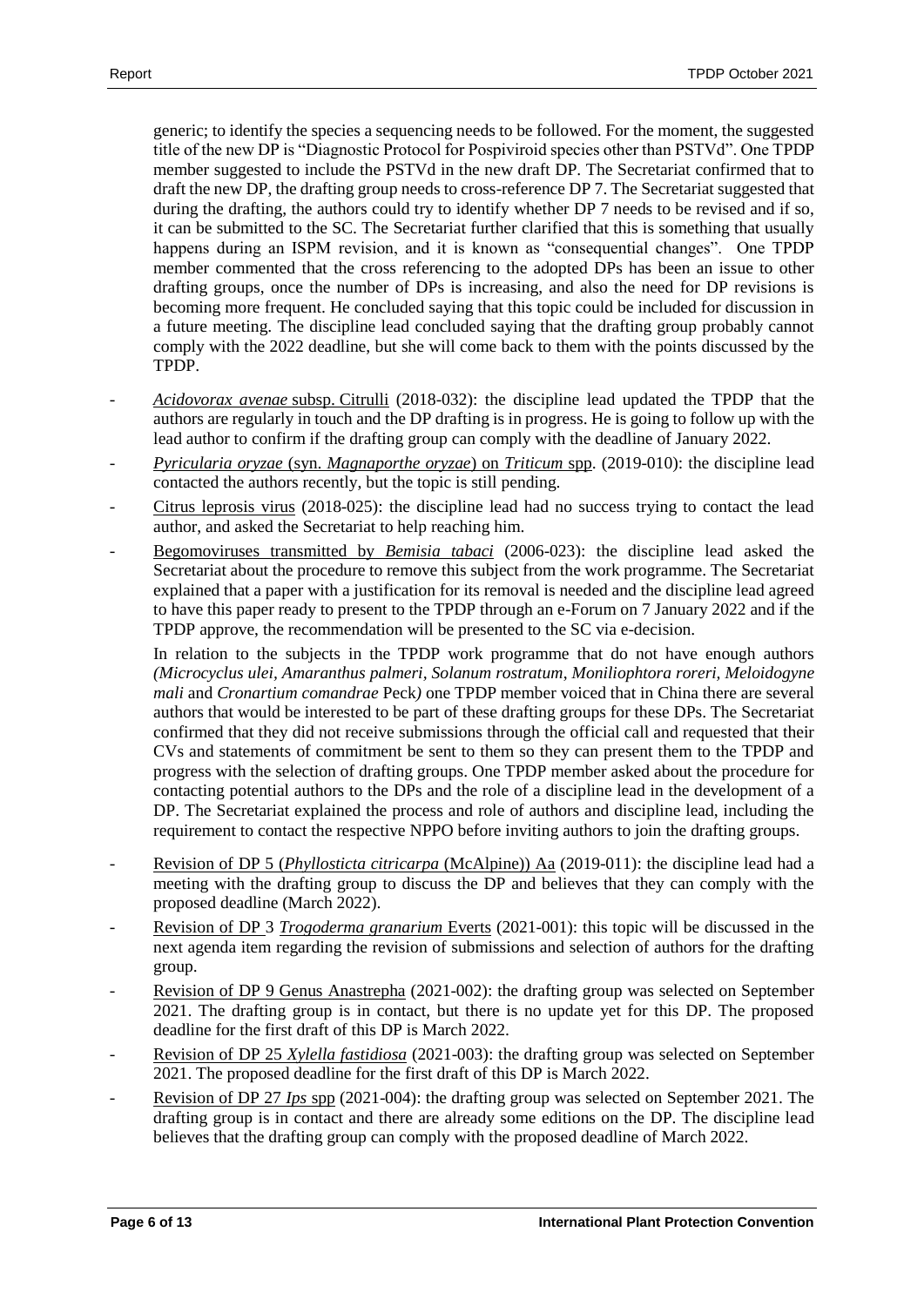generic; to identify the species a sequencing needs to be followed. For the moment, the suggested title of the new DP is "Diagnostic Protocol for Pospiviroid species other than PSTVd". One TPDP member suggested to include the PSTVd in the new draft DP. The Secretariat confirmed that to draft the new DP, the drafting group needs to cross-reference DP 7. The Secretariat suggested that during the drafting, the authors could try to identify whether DP 7 needs to be revised and if so, it can be submitted to the SC. The Secretariat further clarified that this is something that usually happens during an ISPM revision, and it is known as "consequential changes". One TPDP member commented that the cross referencing to the adopted DPs has been an issue to other drafting groups, once the number of DPs is increasing, and also the need for DP revisions is becoming more frequent. He concluded saying that this topic could be included for discussion in a future meeting. The discipline lead concluded saying that the drafting group probably cannot comply with the 2022 deadline, but she will come back to them with the points discussed by the TPDP.

- *Acidovorax avenae* subsp. Citrulli (2018-032): the discipline lead updated the TPDP that the authors are regularly in touch and the DP drafting is in progress. He is going to follow up with the lead author to confirm if the drafting group can comply with the deadline of January 2022.
- *Pyricularia oryzae* (syn. *Magnaporthe oryzae*) on *Triticum* spp. (2019-010): the discipline lead contacted the authors recently, but the topic is still pending.
- Citrus leprosis virus (2018-025): the discipline lead had no success trying to contact the lead author, and asked the Secretariat to help reaching him.
- Begomoviruses transmitted by *Bemisia tabaci* (2006-023): the discipline lead asked the Secretariat about the procedure to remove this subject from the work programme. The Secretariat explained that a paper with a justification for its removal is needed and the discipline lead agreed to have this paper ready to present to the TPDP through an e-Forum on 7 January 2022 and if the TPDP approve, the recommendation will be presented to the SC via e-decision.

  In relation to the subjects in the TPDP work programme that do not have enough authors (*Microcyclus ulei*, *Amaranthus palmeri*, *Solanum rostratum*, *Moniliophtora roreri*, *Meloidogyne mali* and *Cronartium comandrae* Peck) one TPDP member voiced that in China there are several authors that would be interested to be part of these drafting groups for these DPs. The Secretariat confirmed that they did not receive submissions through the official call and requested that their CVs and statements of commitment be sent to them so they can present them to the TPDP and progress with the selection of drafting groups. One TPDP member asked about the procedure for contacting potential authors to the DPs and the role of a discipline lead in the development of a DP. The Secretariat explained the process and role of authors and discipline lead, including the requirement to contact the respective NPPO before inviting authors to join the drafting groups.

- Revision of DP 5 (*Phyllosticta citricarpa* (McAlpine)) Aa (2019-011): the discipline lead had a meeting with the drafting group to discuss the DP and believes that they can comply with the proposed deadline (March 2022).
- Revision of DP 3 *Trogoderma granarium* Everts (2021-001): this topic will be discussed in the next agenda item regarding the revision of submissions and selection of authors for the drafting group.
- Revision of DP 9 Genus Anastrepha (2021-002): the drafting group was selected on September 2021. The drafting group is in contact, but there is no update yet for this DP. The proposed deadline for the first draft of this DP is March 2022.
- Revision of DP 25 *Xylella fastidiosa* (2021-003): the drafting group was selected on September 2021. The proposed deadline for the first draft of this DP is March 2022.
- Revision of DP 27 *Ips* spp (2021-004): the drafting group was selected on September 2021. The drafting group is in contact and there are already some editions on the DP. The discipline lead believes that the drafting group can comply with the proposed deadline of March 2022.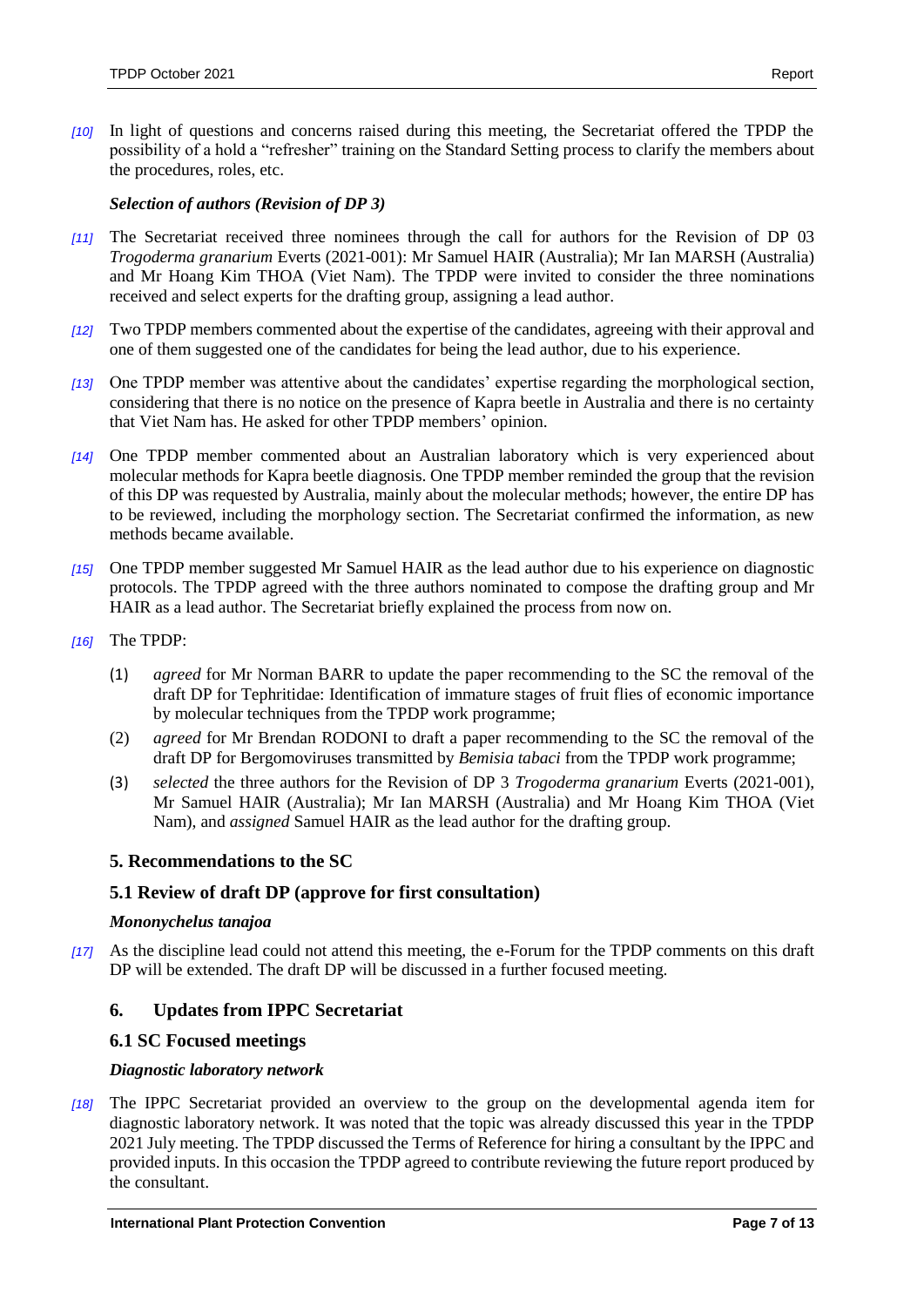*[10]* In light of questions and concerns raised during this meeting, the Secretariat offered the TPDP the possibility of a hold a "refresher" training on the Standard Setting process to clarify the members about the procedures, roles, etc.

***Selection of authors (Revision of DP 3)***

*[11]* The Secretariat received three nominees through the call for authors for the Revision of DP 03 *Trogoderma granarium* Everts (2021-001): Mr Samuel HAIR (Australia); Mr Ian MARSH (Australia) and Mr Hoang Kim THOA (Viet Nam). The TPDP were invited to consider the three nominations received and select experts for the drafting group, assigning a lead author.

*[12]* Two TPDP members commented about the expertise of the candidates, agreeing with their approval and one of them suggested one of the candidates for being the lead author, due to his experience.

*[13]* One TPDP member was attentive about the candidates' expertise regarding the morphological section, considering that there is no notice on the presence of Kapra beetle in Australia and there is no certainty that Viet Nam has. He asked for other TPDP members' opinion.

*[14]* One TPDP member commented about an Australian laboratory which is very experienced about molecular methods for Kapra beetle diagnosis. One TPDP member reminded the group that the revision of this DP was requested by Australia, mainly about the molecular methods; however, the entire DP has to be reviewed, including the morphology section. The Secretariat confirmed the information, as new methods became available.

*[15]* One TPDP member suggested Mr Samuel HAIR as the lead author due to his experience on diagnostic protocols. The TPDP agreed with the three authors nominated to compose the drafting group and Mr HAIR as a lead author. The Secretariat briefly explained the process from now on.

*[16]* The TPDP:

(1) *agreed* for Mr Norman BARR to update the paper recommending to the SC the removal of the draft DP for Tephritidae: Identification of immature stages of fruit flies of economic importance by molecular techniques from the TPDP work programme;

(2) *agreed* for Mr Brendan RODONI to draft a paper recommending to the SC the removal of the draft DP for Bergomoviruses transmitted by *Bemisia tabaci* from the TPDP work programme;

(3) *selected* the three authors for the Revision of DP 3 *Trogoderma granarium* Everts (2021-001), Mr Samuel HAIR (Australia); Mr Ian MARSH (Australia) and Mr Hoang Kim THOA (Viet Nam), and *assigned* Samuel HAIR as the lead author for the drafting group.

## 5. Recommendations to the SC

### 5.1 Review of draft DP (approve for first consultation)

***Mononychelus tanajoa***

*[17]* As the discipline lead could not attend this meeting, the e-Forum for the TPDP comments on this draft DP will be extended. The draft DP will be discussed in a further focused meeting.

## 6. Updates from IPPC Secretariat

### 6.1 SC Focused meetings

***Diagnostic laboratory network***

*[18]* The IPPC Secretariat provided an overview to the group on the developmental agenda item for diagnostic laboratory network. It was noted that the topic was already discussed this year in the TPDP 2021 July meeting. The TPDP discussed the Terms of Reference for hiring a consultant by the IPPC and provided inputs. In this occasion the TPDP agreed to contribute reviewing the future report produced by the consultant.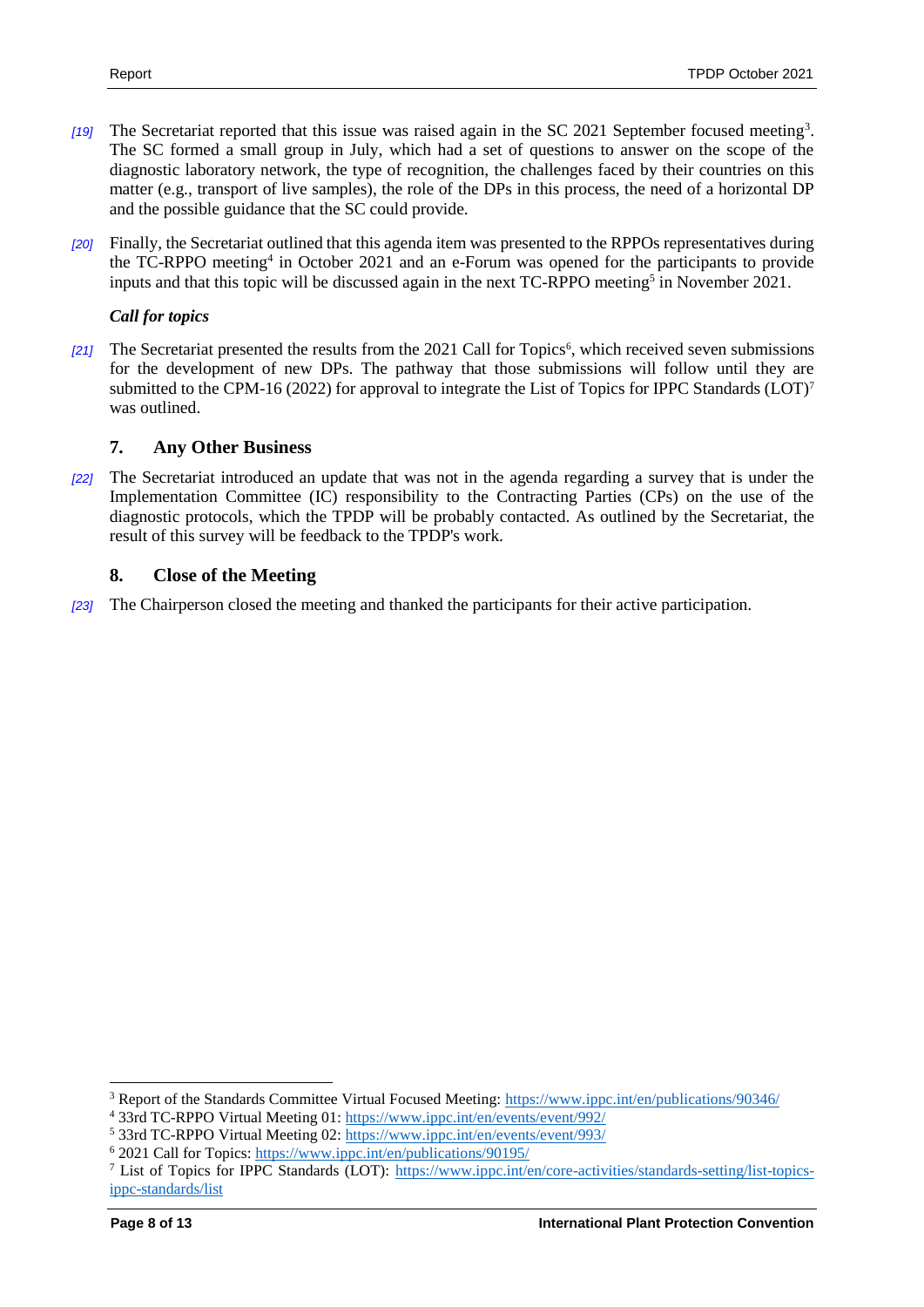[19] The Secretariat reported that this issue was raised again in the SC 2021 September focused meeting[3]. The SC formed a small group in July, which had a set of questions to answer on the scope of the diagnostic laboratory network, the type of recognition, the challenges faced by their countries on this matter (e.g., transport of live samples), the role of the DPs in this process, the need of a horizontal DP and the possible guidance that the SC could provide.

[20] Finally, the Secretariat outlined that this agenda item was presented to the RPPOs representatives during the TC-RPPO meeting[4] in October 2021 and an e-Forum was opened for the participants to provide inputs and that this topic will be discussed again in the next TC-RPPO meeting[5] in November 2021.

***Call for topics***

[21] The Secretariat presented the results from the 2021 Call for Topics[6], which received seven submissions for the development of new DPs. The pathway that those submissions will follow until they are submitted to the CPM-16 (2022) for approval to integrate the List of Topics for IPPC Standards (LOT)[7] was outlined.

## 7. Any Other Business

[22] The Secretariat introduced an update that was not in the agenda regarding a survey that is under the Implementation Committee (IC) responsibility to the Contracting Parties (CPs) on the use of the diagnostic protocols, which the TPDP will be probably contacted. As outlined by the Secretariat, the result of this survey will be feedback to the TPDP's work.

## 8. Close of the Meeting

[23] The Chairperson closed the meeting and thanked the participants for their active participation.

---

[3] Report of the Standards Committee Virtual Focused Meeting: https://www.ippc.int/en/publications/90346/

[4] 33rd TC-RPPO Virtual Meeting 01: https://www.ippc.int/en/events/event/992/

[5] 33rd TC-RPPO Virtual Meeting 02: https://www.ippc.int/en/events/event/993/

[6] 2021 Call for Topics: https://www.ippc.int/en/publications/90195/

[7] List of Topics for IPPC Standards (LOT): https://www.ippc.int/en/core-activities/standards-setting/list-topics-ippc-standards/list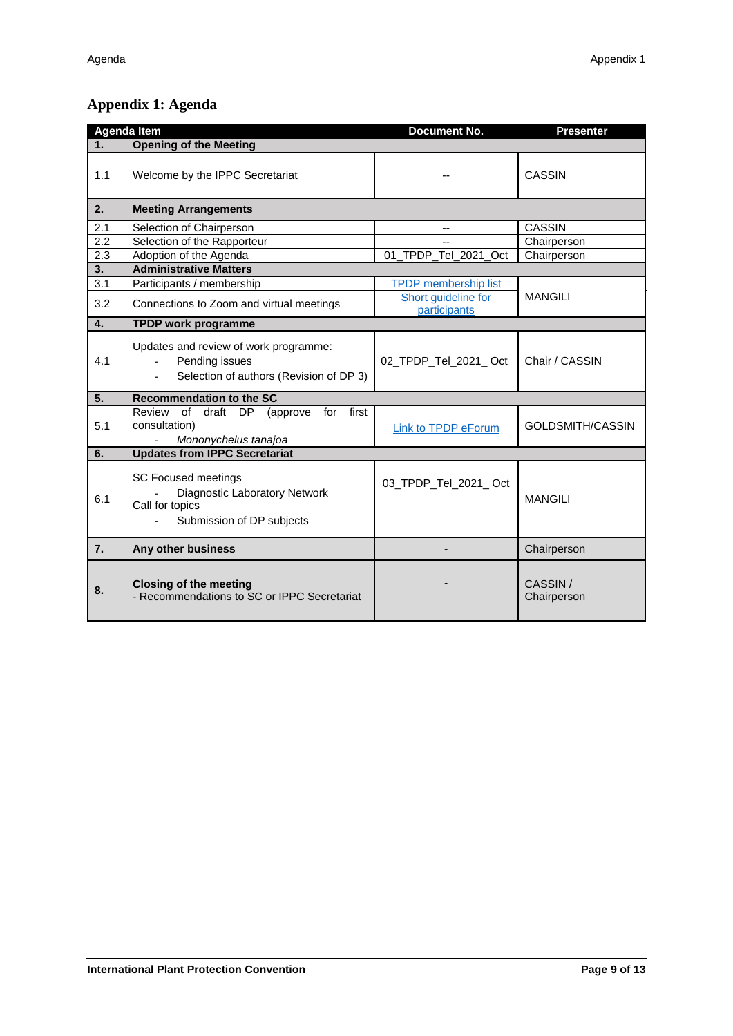# Appendix 1: Agenda

| Agenda Item | | Document No. | Presenter |
|---|---|---|---|
| **1.** | **Opening of the Meeting** | | |
| 1.1 | Welcome by the IPPC Secretariat | -- | CASSIN |
| **2.** | **Meeting Arrangements** | | |
| 2.1 | Selection of Chairperson | -- | CASSIN |
| 2.2 | Selection of the Rapporteur | -- | Chairperson |
| 2.3 | Adoption of the Agenda | 01_TPDP_Tel_2021_Oct | Chairperson |
| **3.** | **Administrative Matters** | | |
| 3.1 | Participants / membership | TPDP membership list | MANGILI |
| 3.2 | Connections to Zoom and virtual meetings | Short guideline for participants | |
| **4.** | **TPDP work programme** | | |
| 4.1 | Updates and review of work programme:<br>- Pending issues<br>- Selection of authors (Revision of DP 3) | 02_TPDP_Tel_2021_ Oct | Chair / CASSIN |
| **5.** | **Recommendation to the SC** | | |
| 5.1 | Review of draft DP (approve for first consultation)<br>- *Mononychelus tanajoa* | Link to TPDP eForum | GOLDSMITH/CASSIN |
| **6.** | **Updates from IPPC Secretariat** | | |
| 6.1 | SC Focused meetings<br>- Diagnostic Laboratory Network<br>Call for topics<br>- Submission of DP subjects | 03_TPDP_Tel_2021_ Oct | MANGILI |
| **7.** | **Any other business** | - | Chairperson |
| **8.** | **Closing of the meeting**<br>- Recommendations to SC or IPPC Secretariat | - | CASSIN / Chairperson |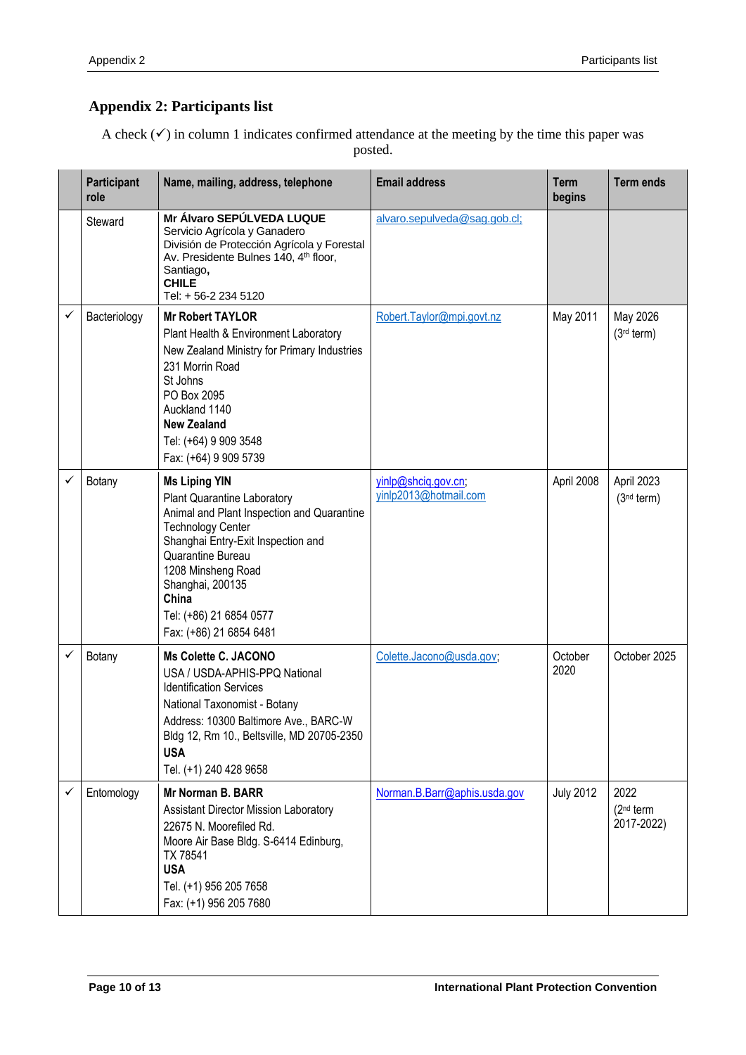## Appendix 2: Participants list

A check (✓) in column 1 indicates confirmed attendance at the meeting by the time this paper was posted.

| | Participant role | Name, mailing, address, telephone | Email address | Term begins | Term ends |
|---|---|---|---|---|---|
| | Steward | **Mr Álvaro SEPÚLVEDA LUQUE**<br>Servicio Agrícola y Ganadero<br>División de Protección Agrícola y Forestal<br>Av. Presidente Bulnes 140, 4th floor,<br>Santiago**,**<br>**CHILE**<br>Tel: + 56-2 234 5120 | alvaro.sepulveda@sag.gob.cl; | | |
| ✓ | Bacteriology | **Mr Robert TAYLOR**<br>Plant Health & Environment Laboratory<br>New Zealand Ministry for Primary Industries<br>231 Morrin Road<br>St Johns<br>PO Box 2095<br>Auckland 1140<br>**New Zealand**<br>Tel: (+64) 9 909 3548<br>Fax: (+64) 9 909 5739 | Robert.Taylor@mpi.govt.nz | May 2011 | May 2026<br>(3rd term) |
| ✓ | Botany | **Ms Liping YIN**<br>Plant Quarantine Laboratory<br>Animal and Plant Inspection and Quarantine Technology Center<br>Shanghai Entry-Exit Inspection and Quarantine Bureau<br>1208 Minsheng Road<br>Shanghai, 200135<br>**China**<br>Tel: (+86) 21 6854 0577<br>Fax: (+86) 21 6854 6481 | yinlp@shciq.gov.cn;<br>yinlp2013@hotmail.com | April 2008 | April 2023<br>(3rd term) |
| ✓ | Botany | **Ms Colette C. JACONO**<br>USA / USDA-APHIS-PPQ National Identification Services<br>National Taxonomist - Botany<br>Address: 10300 Baltimore Ave., BARC-W Bldg 12, Rm 10., Beltsville, MD 20705-2350<br>**USA**<br>Tel. (+1) 240 428 9658 | Colette.Jacono@usda.gov; | October 2020 | October 2025 |
| ✓ | Entomology | **Mr Norman B. BARR**<br>Assistant Director Mission Laboratory<br>22675 N. Moorefiled Rd.<br>Moore Air Base Bldg. S-6414 Edinburg, TX 78541<br>**USA**<br>Tel. (+1) 956 205 7658<br>Fax: (+1) 956 205 7680 | Norman.B.Barr@aphis.usda.gov | July 2012 | 2022<br>(2nd term 2017-2022) |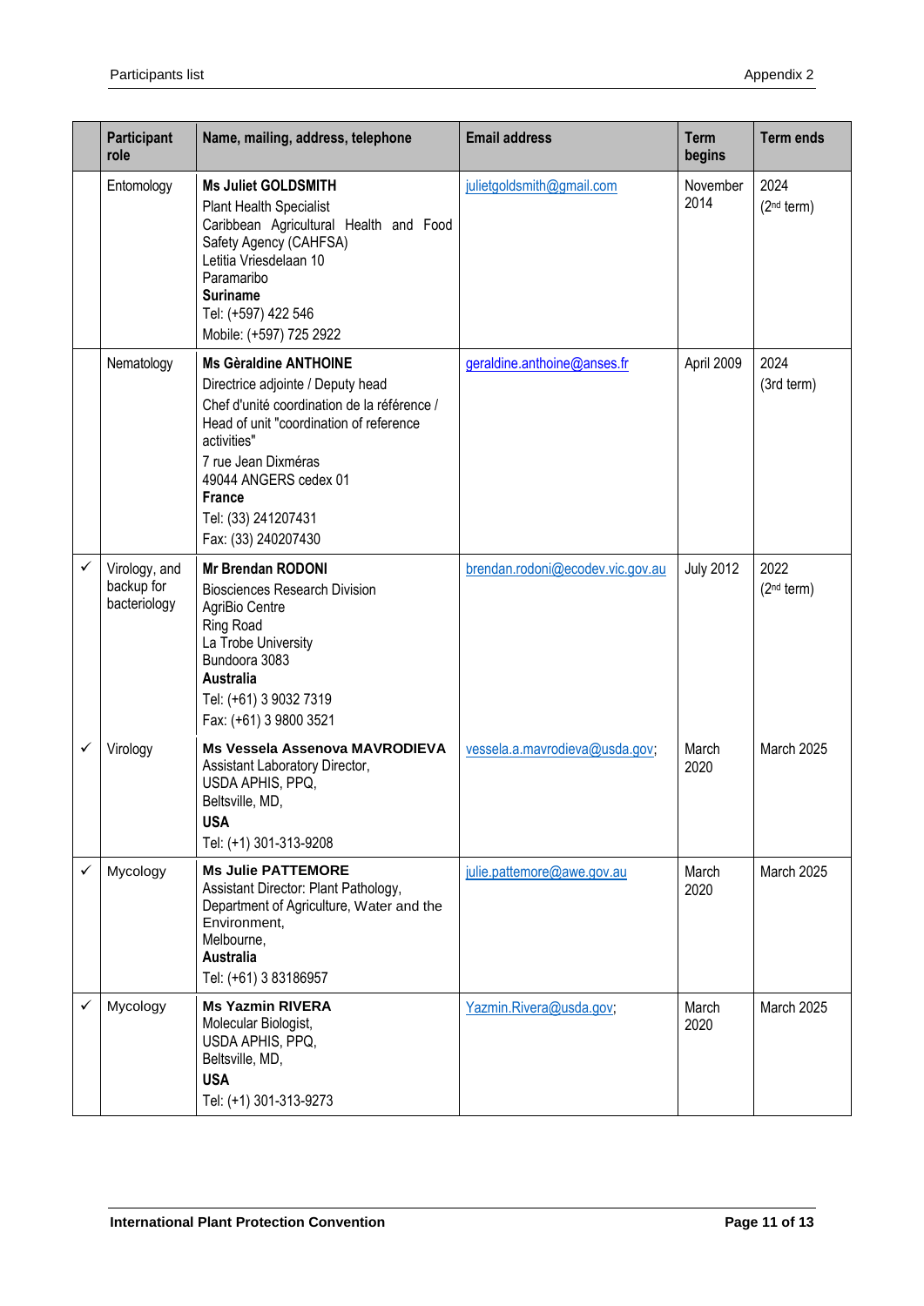| | Participant role | Name, mailing, address, telephone | Email address | Term begins | Term ends |
|---|---|---|---|---|---|
| | Entomology | **Ms Juliet GOLDSMITH**<br>Plant Health Specialist<br>Caribbean Agricultural Health and Food Safety Agency (CAHFSA)<br>Letitia Vriesdelaan 10<br>Paramaribo<br>**Suriname**<br>Tel: (+597) 422 546<br>Mobile: (+597) 725 2922 | julietgoldsmith@gmail.com | November 2014 | 2024<br>(2nd term) |
| | Nematology | **Ms Gèraldine ANTHOINE**<br>Directrice adjointe / Deputy head<br>Chef d'unité coordination de la référence / Head of unit "coordination of reference activities"<br>7 rue Jean Dixméras<br>49044 ANGERS cedex 01<br>**France**<br>Tel: (33) 241207431<br>Fax: (33) 240207430 | geraldine.anthoine@anses.fr | April 2009 | 2024<br>(3rd term) |
| ✓ | Virology, and backup for bacteriology | **Mr Brendan RODONI**<br>Biosciences Research Division<br>AgriBio Centre<br>Ring Road<br>La Trobe University<br>Bundoora 3083<br>**Australia**<br>Tel: (+61) 3 9032 7319<br>Fax: (+61) 3 9800 3521 | brendan.rodoni@ecodev.vic.gov.au | July 2012 | 2022<br>(2nd term) |
| ✓ | Virology | **Ms Vessela Assenova MAVRODIEVA**<br>Assistant Laboratory Director,<br>USDA APHIS, PPQ,<br>Beltsville, MD,<br>**USA**<br>Tel: (+1) 301-313-9208 | vessela.a.mavrodieva@usda.gov; | March 2020 | March 2025 |
| ✓ | Mycology | **Ms Julie PATTEMORE**<br>Assistant Director: Plant Pathology,<br>Department of Agriculture, Water and the Environment,<br>Melbourne,<br>**Australia**<br>Tel: (+61) 3 83186957 | julie.pattemore@awe.gov.au | March 2020 | March 2025 |
| ✓ | Mycology | **Ms Yazmin RIVERA**<br>Molecular Biologist,<br>USDA APHIS, PPQ,<br>Beltsville, MD,<br>**USA**<br>Tel: (+1) 301-313-9273 | Yazmin.Rivera@usda.gov; | March 2020 | March 2025 |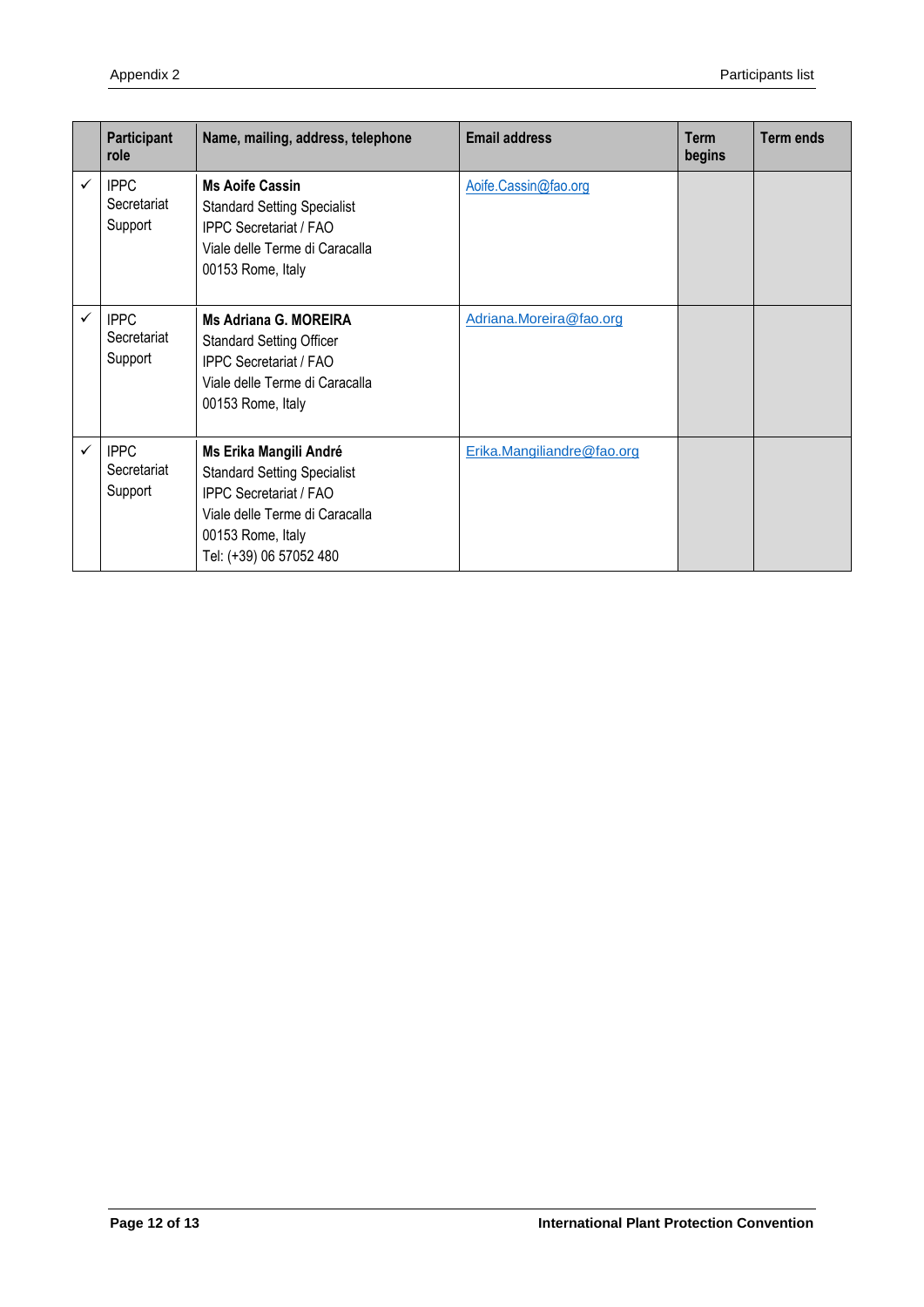| | Participant role | Name, mailing, address, telephone | Email address | Term begins | Term ends |
|---|---|---|---|---|---|
| ✓ | IPPC Secretariat Support | **Ms Aoife Cassin**<br>Standard Setting Specialist<br>IPPC Secretariat / FAO<br>Viale delle Terme di Caracalla<br>00153 Rome, Italy | Aoife.Cassin@fao.org | | |
| ✓ | IPPC Secretariat Support | **Ms Adriana G. MOREIRA**<br>Standard Setting Officer<br>IPPC Secretariat / FAO<br>Viale delle Terme di Caracalla<br>00153 Rome, Italy | Adriana.Moreira@fao.org | | |
| ✓ | IPPC Secretariat Support | **Ms Erika Mangili André**<br>Standard Setting Specialist<br>IPPC Secretariat / FAO<br>Viale delle Terme di Caracalla<br>00153 Rome, Italy<br>Tel: (+39) 06 57052 480 | Erika.Mangiliandre@fao.org | | |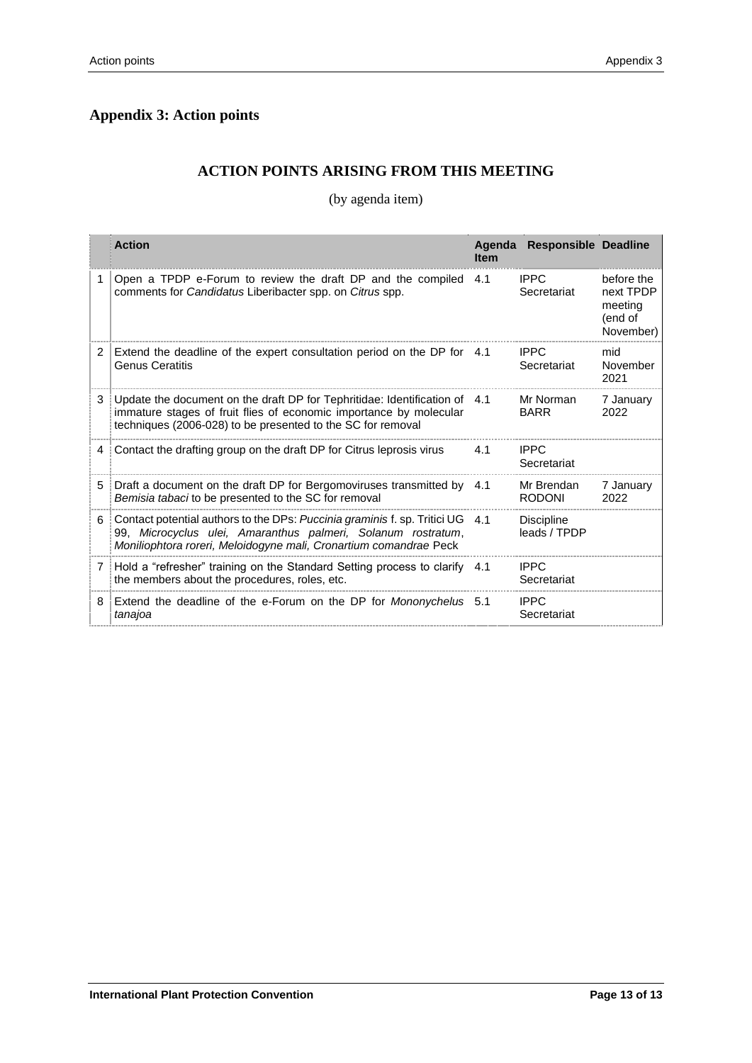## Appendix 3: Action points

### ACTION POINTS ARISING FROM THIS MEETING

(by agenda item)

| | Action | Agenda Item | Responsible | Deadline |
|---|---|---|---|---|
| 1 | Open a TPDP e-Forum to review the draft DP and the compiled comments for *Candidatus* Liberibacter spp. on *Citrus* spp. | 4.1 | IPPC Secretariat | before the next TPDP meeting (end of November) |
| 2 | Extend the deadline of the expert consultation period on the DP for Genus Ceratitis | 4.1 | IPPC Secretariat | mid November 2021 |
| 3 | Update the document on the draft DP for Tephritidae: Identification of immature stages of fruit flies of economic importance by molecular techniques (2006-028) to be presented to the SC for removal | 4.1 | Mr Norman BARR | 7 January 2022 |
| 4 | Contact the drafting group on the draft DP for Citrus leprosis virus | 4.1 | IPPC Secretariat | |
| 5 | Draft a document on the draft DP for Bergomoviruses transmitted by *Bemisia tabaci* to be presented to the SC for removal | 4.1 | Mr Brendan RODONI | 7 January 2022 |
| 6 | Contact potential authors to the DPs: *Puccinia graminis* f. sp. Tritici UG 99, *Microcyclus ulei, Amaranthus palmeri, Solanum rostratum*, *Moniliophtora roreri, Meloidogyne mali, Cronartium comandrae* Peck | 4.1 | Discipline leads / TPDP | |
| 7 | Hold a "refresher" training on the Standard Setting process to clarify the members about the procedures, roles, etc. | 4.1 | IPPC Secretariat | |
| 8 | Extend the deadline of the e-Forum on the DP for *Mononychelus tanajoa* | 5.1 | IPPC Secretariat | |